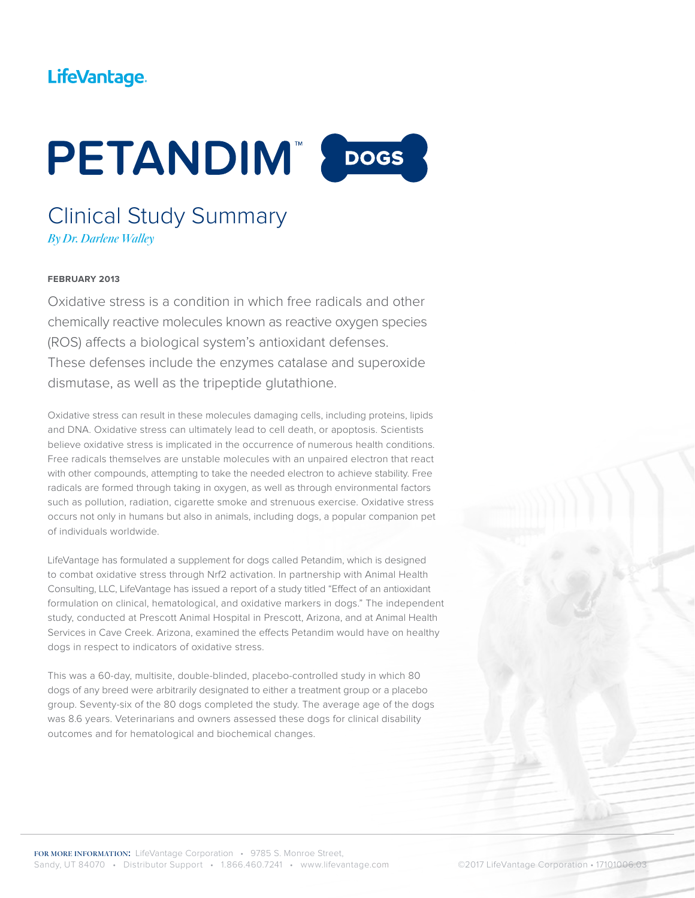LifeVantage.

# PETANDIM™ DOGS

## Clinical Study Summary

*By Dr. Darlene Walley*

**FEBRUARY 2013**

Oxidative stress is a condition in which free radicals and other chemically reactive molecules known as reactive oxygen species (ROS) affects a biological system's antioxidant defenses. These defenses include the enzymes catalase and superoxide dismutase, as well as the tripeptide glutathione.

Oxidative stress can result in these molecules damaging cells, including proteins, lipids and DNA. Oxidative stress can ultimately lead to cell death, or apoptosis. Scientists believe oxidative stress is implicated in the occurrence of numerous health conditions. Free radicals themselves are unstable molecules with an unpaired electron that react with other compounds, attempting to take the needed electron to achieve stability. Free radicals are formed through taking in oxygen, as well as through environmental factors such as pollution, radiation, cigarette smoke and strenuous exercise. Oxidative stress occurs not only in humans but also in animals, including dogs, a popular companion pet of individuals worldwide.

LifeVantage has formulated a supplement for dogs called Petandim, which is designed to combat oxidative stress through Nrf2 activation. In partnership with Animal Health Consulting, LLC, LifeVantage has issued a report of a study titled "Effect of an antioxidant formulation on clinical, hematological, and oxidative markers in dogs." The independent study, conducted at Prescott Animal Hospital in Prescott, Arizona, and at Animal Health Services in Cave Creek. Arizona, examined the effects Petandim would have on healthy dogs in respect to indicators of oxidative stress.

This was a 60-day, multisite, double-blinded, placebo-controlled study in which 80 dogs of any breed were arbitrarily designated to either a treatment group or a placebo group. Seventy-six of the 80 dogs completed the study. The average age of the dogs was 8.6 years. Veterinarians and owners assessed these dogs for clinical disability outcomes and for hematological and biochemical changes.

**FOR MORE INFORMATION:** LifeVantage Corporation • 9785 S. Monroe Street, Sandy, UT 84070 • Distributor Support • 1.866.460.7241 • www.lifevantage.com

©2017 LifeVantage Corporation • 17101006.03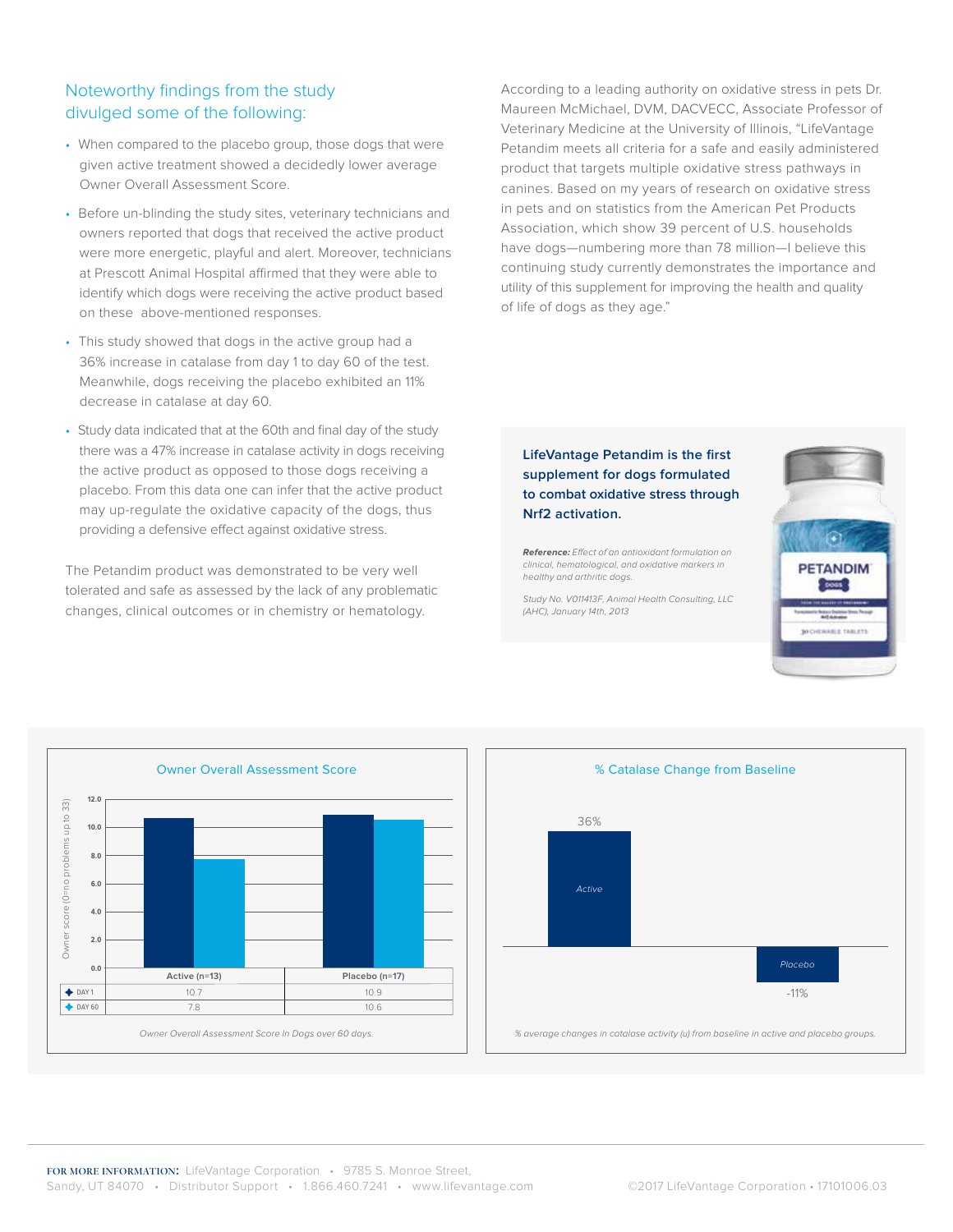## Noteworthy findings from the study divulged some of the following:

- When compared to the placebo group, those dogs that were given active treatment showed a decidedly lower average Owner Overall Assessment Score.
- Before un-blinding the study sites, veterinary technicians and owners reported that dogs that received the active product were more energetic, playful and alert. Moreover, technicians at Prescott Animal Hospital affirmed that they were able to identify which dogs were receiving the active product based on these above-mentioned responses.
- This study showed that dogs in the active group had a 36% increase in catalase from day 1 to day 60 of the test. Meanwhile, dogs receiving the placebo exhibited an 11% decrease in catalase at day 60.
- Study data indicated that at the 60th and final day of the study there was a 47% increase in catalase activity in dogs receiving the active product as opposed to those dogs receiving a placebo. From this data one can infer that the active product may up-regulate the oxidative capacity of the dogs, thus providing a defensive effect against oxidative stress.

The Petandim product was demonstrated to be very well tolerated and safe as assessed by the lack of any problematic changes, clinical outcomes or in chemistry or hematology.

According to a leading authority on oxidative stress in pets Dr. Maureen McMichael, DVM, DACVECC, Associate Professor of Veterinary Medicine at the University of Illinois, "LifeVantage Petandim meets all criteria for a safe and easily administered product that targets multiple oxidative stress pathways in canines. Based on my years of research on oxidative stress in pets and on statistics from the American Pet Products Association, which show 39 percent of U.S. households have dogs—numbering more than 78 million—I believe this continuing study currently demonstrates the importance and utility of this supplement for improving the health and quality of life of dogs as they age."

**LifeVantage Petandim is the first supplement for dogs formulated to combat oxidative stress through Nrf2 activation.**

***Reference:*** *Effect of an antioxidant formulation on clinical, hematological, and oxidative markers in healthy and arthritic dogs.*

*Study No. V011413F, Animal Health Consulting, LLC (AHC), January 14th, 2013*

Owner Overall Assessment Score

Owner score (0=no problems up to 33)

12.0
10.0
8.0
6.0
4.0
2.0
0.0

Active (n=13)
Placebo (n=17)

DAY 1: 10.7, 10.9
DAY 60: 7.8, 10.6

*Owner Overall Assessment Score In Dogs over 60 days.*

% Catalase Change from Baseline

36%
Active
Placebo
-11%

*% average changes in catalase activity (u) from baseline in active and placebo groups.*

FOR MORE INFORMATION: LifeVantage Corporation • 9785 S. Monroe Street, Sandy, UT 84070 • Distributor Support • 1.866.460.7241 • www.lifevantage.com

©2017 LifeVantage Corporation • 17101006.03